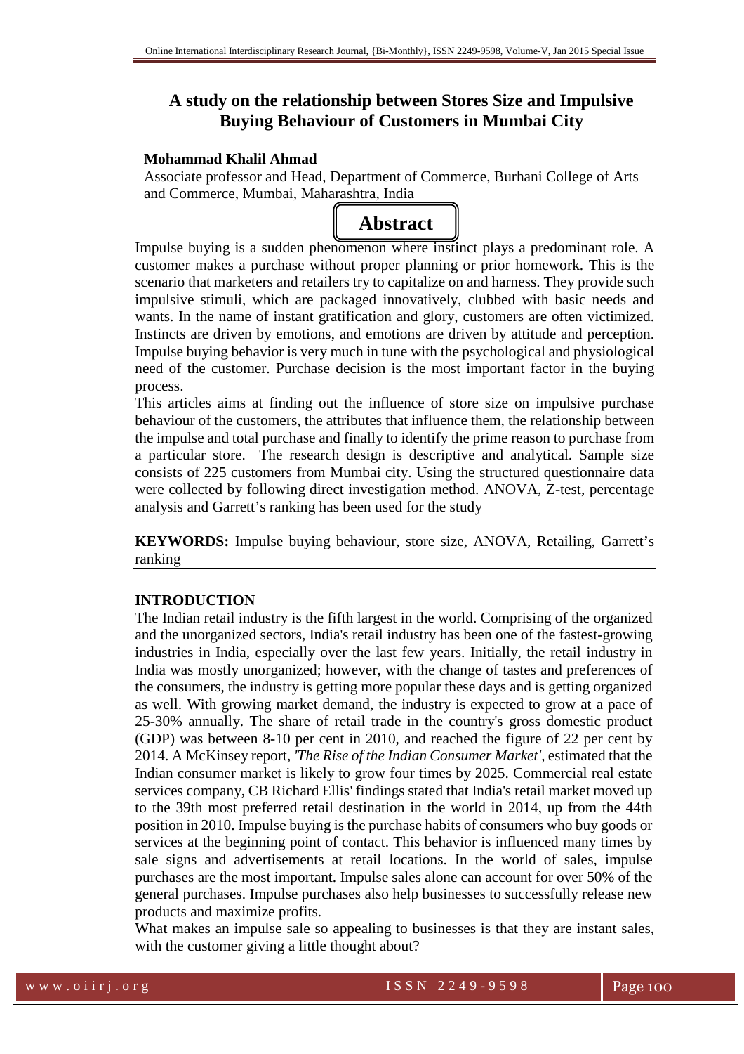# A study on the relationship between Stores Size and Impulsive Buying Behaviour of Customers in Mumbai City

**Mohammad Khalil Ahmad**

Associate professor and Head, Department of Commerce, Burhani College of Arts and Commerce, Mumbai, Maharashtra, India

## Abstract

Impulse buying is a sudden phenomenon where instinct plays a predominant role. A customer makes a purchase without proper planning or prior homework. This is the scenario that marketers and retailers try to capitalize on and harness. They provide such impulsive stimuli, which are packaged innovatively, clubbed with basic needs and wants. In the name of instant gratification and glory, customers are often victimized. Instincts are driven by emotions, and emotions are driven by attitude and perception. Impulse buying behavior is very much in tune with the psychological and physiological need of the customer. Purchase decision is the most important factor in the buying process.

This articles aims at finding out the influence of store size on impulsive purchase behaviour of the customers, the attributes that influence them, the relationship between the impulse and total purchase and finally to identify the prime reason to purchase from a particular store. The research design is descriptive and analytical. Sample size consists of 225 customers from Mumbai city. Using the structured questionnaire data were collected by following direct investigation method. ANOVA, Z-test, percentage analysis and Garrett's ranking has been used for the study

**KEYWORDS:** Impulse buying behaviour, store size, ANOVA, Retailing, Garrett's ranking

## INTRODUCTION

The Indian retail industry is the fifth largest in the world. Comprising of the organized and the unorganized sectors, India's retail industry has been one of the fastest-growing industries in India, especially over the last few years. Initially, the retail industry in India was mostly unorganized; however, with the change of tastes and preferences of the consumers, the industry is getting more popular these days and is getting organized as well. With growing market demand, the industry is expected to grow at a pace of 25-30% annually. The share of retail trade in the country's gross domestic product (GDP) was between 8-10 per cent in 2010, and reached the figure of 22 per cent by 2014. A McKinsey report, *'The Rise of the Indian Consumer Market'*, estimated that the Indian consumer market is likely to grow four times by 2025. Commercial real estate services company, CB Richard Ellis' findings stated that India's retail market moved up to the 39th most preferred retail destination in the world in 2014, up from the 44th position in 2010. Impulse buying is the purchase habits of consumers who buy goods or services at the beginning point of contact. This behavior is influenced many times by sale signs and advertisements at retail locations. In the world of sales, impulse purchases are the most important. Impulse sales alone can account for over 50% of the general purchases. Impulse purchases also help businesses to successfully release new products and maximize profits.

What makes an impulse sale so appealing to businesses is that they are instant sales, with the customer giving a little thought about?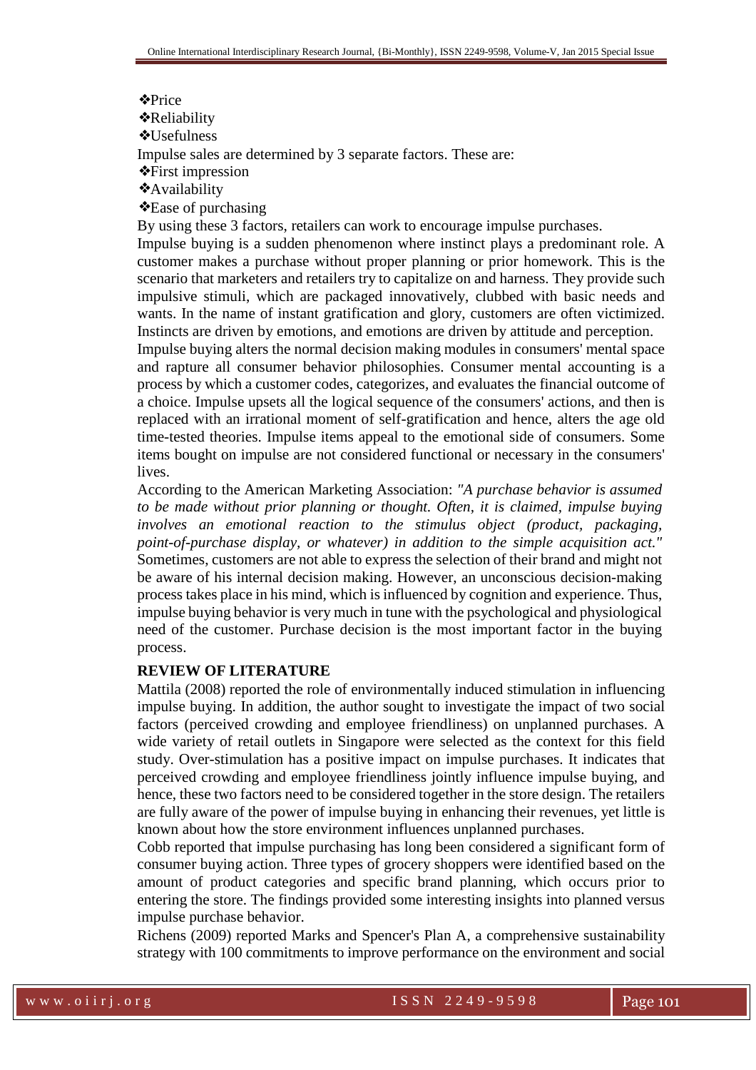- ❖Price
- ❖Reliability
- ❖Usefulness

Impulse sales are determined by 3 separate factors. These are:

- ❖First impression
- ❖Availability
- ❖Ease of purchasing

By using these 3 factors, retailers can work to encourage impulse purchases.

Impulse buying is a sudden phenomenon where instinct plays a predominant role. A customer makes a purchase without proper planning or prior homework. This is the scenario that marketers and retailers try to capitalize on and harness. They provide such impulsive stimuli, which are packaged innovatively, clubbed with basic needs and wants. In the name of instant gratification and glory, customers are often victimized. Instincts are driven by emotions, and emotions are driven by attitude and perception.

Impulse buying alters the normal decision making modules in consumers' mental space and rapture all consumer behavior philosophies. Consumer mental accounting is a process by which a customer codes, categorizes, and evaluates the financial outcome of a choice. Impulse upsets all the logical sequence of the consumers' actions, and then is replaced with an irrational moment of self-gratification and hence, alters the age old time-tested theories. Impulse items appeal to the emotional side of consumers. Some items bought on impulse are not considered functional or necessary in the consumers' lives.

According to the American Marketing Association: *"A purchase behavior is assumed to be made without prior planning or thought. Often, it is claimed, impulse buying involves an emotional reaction to the stimulus object (product, packaging, point-of-purchase display, or whatever) in addition to the simple acquisition act."* Sometimes, customers are not able to express the selection of their brand and might not be aware of his internal decision making. However, an unconscious decision-making process takes place in his mind, which is influenced by cognition and experience. Thus, impulse buying behavior is very much in tune with the psychological and physiological need of the customer. Purchase decision is the most important factor in the buying process.

**REVIEW OF LITERATURE**

Mattila (2008) reported the role of environmentally induced stimulation in influencing impulse buying. In addition, the author sought to investigate the impact of two social factors (perceived crowding and employee friendliness) on unplanned purchases. A wide variety of retail outlets in Singapore were selected as the context for this field study. Over-stimulation has a positive impact on impulse purchases. It indicates that perceived crowding and employee friendliness jointly influence impulse buying, and hence, these two factors need to be considered together in the store design. The retailers are fully aware of the power of impulse buying in enhancing their revenues, yet little is known about how the store environment influences unplanned purchases.

Cobb reported that impulse purchasing has long been considered a significant form of consumer buying action. Three types of grocery shoppers were identified based on the amount of product categories and specific brand planning, which occurs prior to entering the store. The findings provided some interesting insights into planned versus impulse purchase behavior.

Richens (2009) reported Marks and Spencer's Plan A, a comprehensive sustainability strategy with 100 commitments to improve performance on the environment and social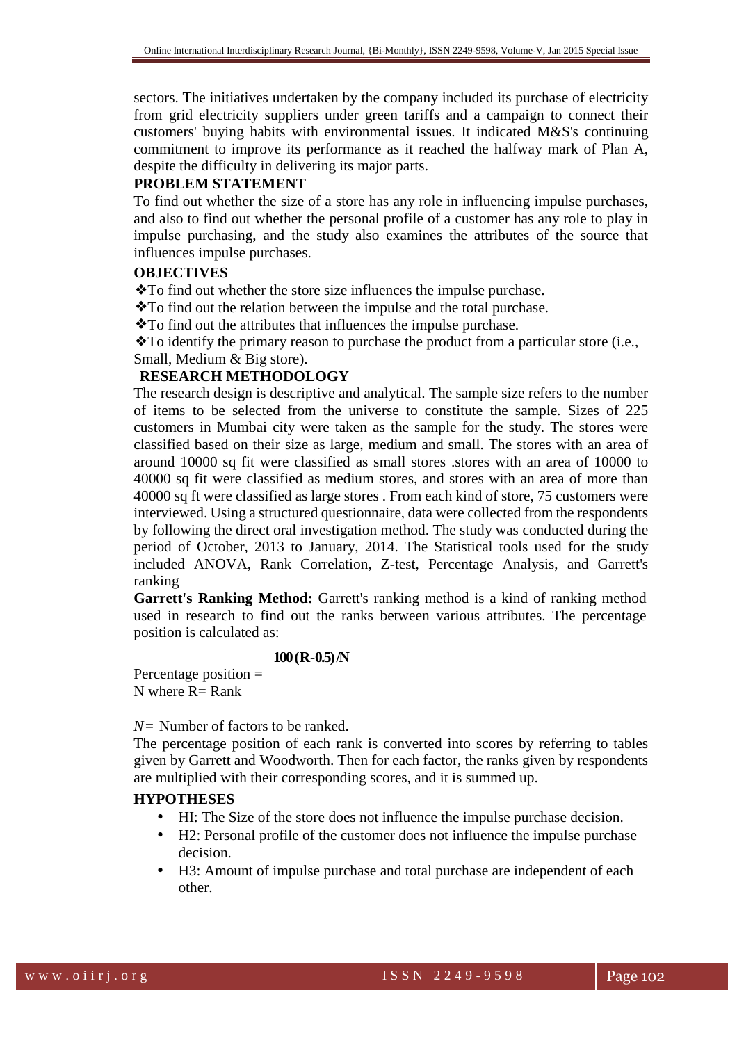sectors. The initiatives undertaken by the company included its purchase of electricity from grid electricity suppliers under green tariffs and a campaign to connect their customers' buying habits with environmental issues. It indicated M&S's continuing commitment to improve its performance as it reached the halfway mark of Plan A, despite the difficulty in delivering its major parts.

## PROBLEM STATEMENT

To find out whether the size of a store has any role in influencing impulse purchases, and also to find out whether the personal profile of a customer has any role to play in impulse purchasing, and the study also examines the attributes of the source that influences impulse purchases.

## OBJECTIVES

❖To find out whether the store size influences the impulse purchase.

❖To find out the relation between the impulse and the total purchase.

❖To find out the attributes that influences the impulse purchase.

❖To identify the primary reason to purchase the product from a particular store (i.e., Small, Medium & Big store).

## RESEARCH METHODOLOGY

The research design is descriptive and analytical. The sample size refers to the number of items to be selected from the universe to constitute the sample. Sizes of 225 customers in Mumbai city were taken as the sample for the study. The stores were classified based on their size as large, medium and small. The stores with an area of around 10000 sq fit were classified as small stores .stores with an area of 10000 to 40000 sq fit were classified as medium stores, and stores with an area of more than 40000 sq ft were classified as large stores . From each kind of store, 75 customers were interviewed. Using a structured questionnaire, data were collected from the respondents by following the direct oral investigation method. The study was conducted during the period of October, 2013 to January, 2014. The Statistical tools used for the study included ANOVA, Rank Correlation, Z-test, Percentage Analysis, and Garrett's ranking

**Garrett's Ranking Method:** Garrett's ranking method is a kind of ranking method used in research to find out the ranks between various attributes. The percentage position is calculated as:

$$\text{Percentage position} = \frac{100(R-0.5)}{N}$$

N where R= Rank

*N*= Number of factors to be ranked.

The percentage position of each rank is converted into scores by referring to tables given by Garrett and Woodworth. Then for each factor, the ranks given by respondents are multiplied with their corresponding scores, and it is summed up.

## HYPOTHESES

- HI: The Size of the store does not influence the impulse purchase decision.
- H2: Personal profile of the customer does not influence the impulse purchase decision.
- H3: Amount of impulse purchase and total purchase are independent of each other.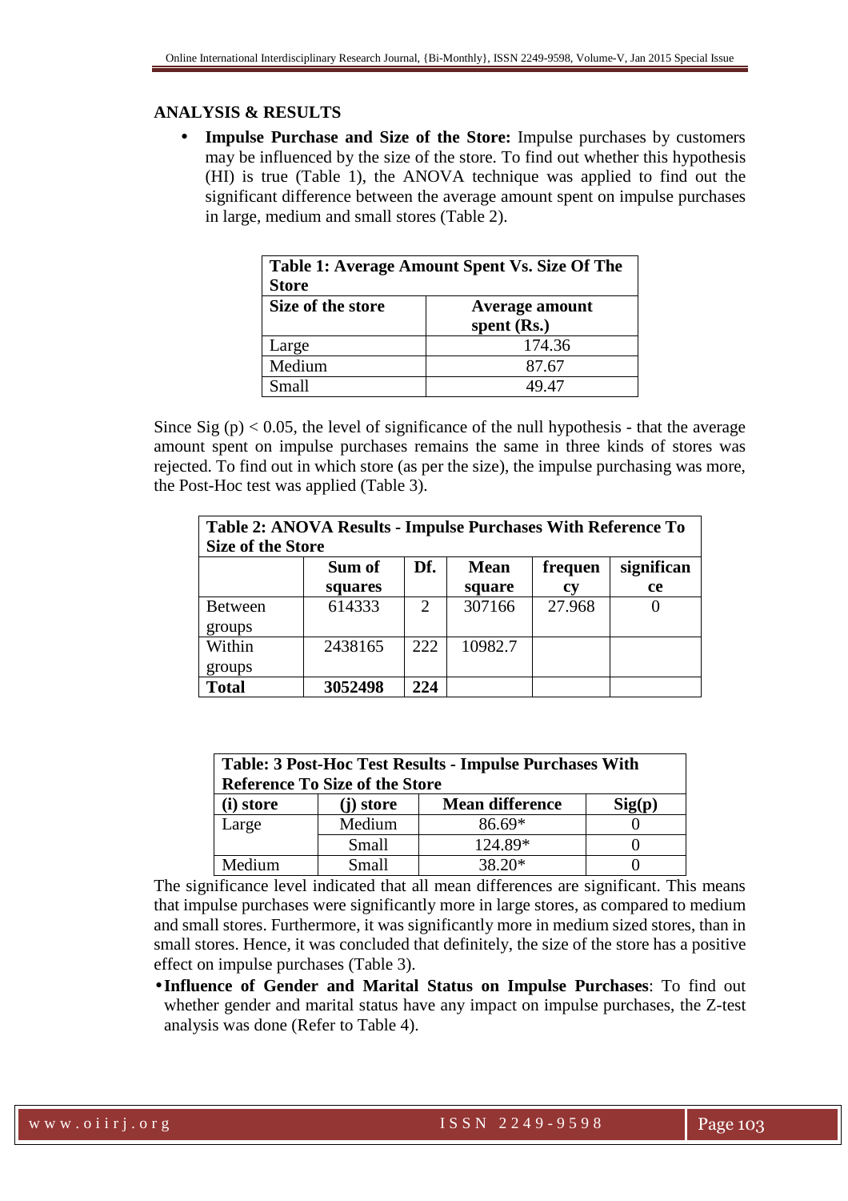## ANALYSIS & RESULTS

- **Impulse Purchase and Size of the Store:** Impulse purchases by customers may be influenced by the size of the store. To find out whether this hypothesis (HI) is true (Table 1), the ANOVA technique was applied to find out the significant difference between the average amount spent on impulse purchases in large, medium and small stores (Table 2).

**Table 1: Average Amount Spent Vs. Size Of The Store**

| Size of the store | Average amount spent (Rs.) |
|---|---|
| Large | 174.36 |
| Medium | 87.67 |
| Small | 49.47 |

Since Sig (p) < 0.05, the level of significance of the null hypothesis - that the average amount spent on impulse purchases remains the same in three kinds of stores was rejected. To find out in which store (as per the size), the impulse purchasing was more, the Post-Hoc test was applied (Table 3).

**Table 2: ANOVA Results - Impulse Purchases With Reference To Size of the Store**

| | Sum of squares | Df. | Mean square | frequency | significance |
|---|---|---|---|---|---|
| Between groups | 614333 | 2 | 307166 | 27.968 | 0 |
| Within groups | 2438165 | 222 | 10982.7 | | |
| **Total** | **3052498** | **224** | | | |

**Table: 3 Post-Hoc Test Results - Impulse Purchases With Reference To Size of the Store**

| (i) store | (j) store | Mean difference | Sig(p) |
|---|---|---|---|
| Large | Medium | 86.69* | 0 |
| | Small | 124.89* | 0 |
| Medium | Small | 38.20* | 0 |

The significance level indicated that all mean differences are significant. This means that impulse purchases were significantly more in large stores, as compared to medium and small stores. Furthermore, it was significantly more in medium sized stores, than in small stores. Hence, it was concluded that definitely, the size of the store has a positive effect on impulse purchases (Table 3).

- **Influence of Gender and Marital Status on Impulse Purchases**: To find out whether gender and marital status have any impact on impulse purchases, the Z-test analysis was done (Refer to Table 4).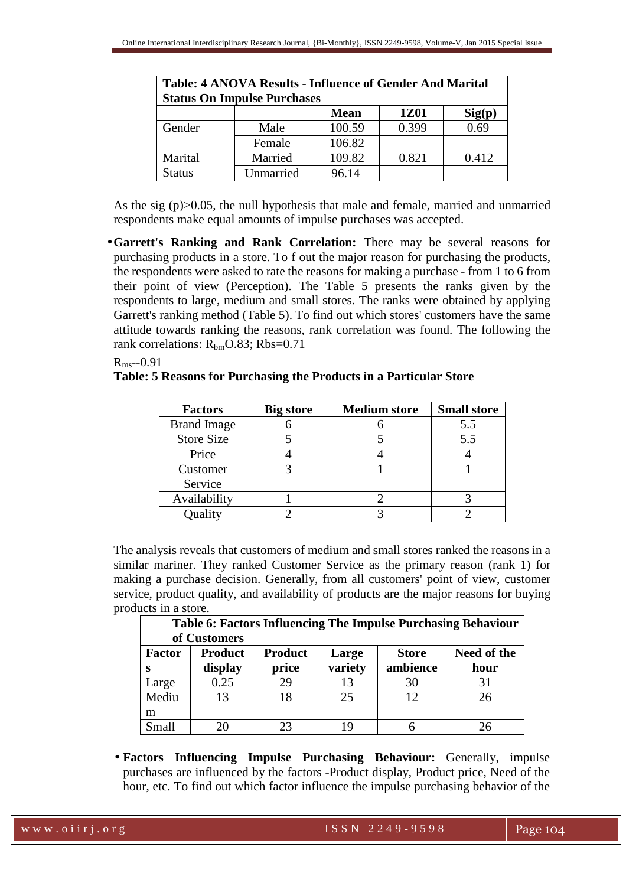| **Table: 4 ANOVA Results - Influence of Gender And Marital Status On Impulse Purchases** | | | | |
|---|---|---|---|---|
| | | **Mean** | **1Z01** | **Sig(p)** |
| Gender | Male | 100.59 | 0.399 | 0.69 |
| | Female | 106.82 | | |
| Marital Status | Married | 109.82 | 0.821 | 0.412 |
| | Unmarried | 96.14 | | |

As the sig (p)>0.05, the null hypothesis that male and female, married and unmarried respondents make equal amounts of impulse purchases was accepted.

- **Garrett's Ranking and Rank Correlation:** There may be several reasons for purchasing products in a store. To f out the major reason for purchasing the products, the respondents were asked to rate the reasons for making a purchase - from 1 to 6 from their point of view (Perception). The Table 5 presents the ranks given by the respondents to large, medium and small stores. The ranks were obtained by applying Garrett's ranking method (Table 5). To find out which stores' customers have the same attitude towards ranking the reasons, rank correlation was found. The following the rank correlations: $R_{bm}$O.83; Rbs=0.71

$R_{ms}$--0.91

**Table: 5 Reasons for Purchasing the Products in a Particular Store**

| **Factors** | **Big store** | **Medium store** | **Small store** |
|---|---|---|---|
| Brand Image | 6 | 6 | 5.5 |
| Store Size | 5 | 5 | 5.5 |
| Price | 4 | 4 | 4 |
| Customer Service | 3 | 1 | 1 |
| Availability | 1 | 2 | 3 |
| Quality | 2 | 3 | 2 |

The analysis reveals that customers of medium and small stores ranked the reasons in a similar mariner. They ranked Customer Service as the primary reason (rank 1) for making a purchase decision. Generally, from all customers' point of view, customer service, product quality, and availability of products are the major reasons for buying products in a store.

| **Table 6: Factors Influencing The Impulse Purchasing Behaviour of Customers** | | | | | |
|---|---|---|---|---|---|
| **Factors** | **Product display** | **Product price** | **Large variety** | **Store ambience** | **Need of the hour** |
| Large | 0.25 | 29 | 13 | 30 | 31 |
| Medium | 13 | 18 | 25 | 12 | 26 |
| Small | 20 | 23 | 19 | 6 | 26 |

- **Factors Influencing Impulse Purchasing Behaviour:** Generally, impulse purchases are influenced by the factors -Product display, Product price, Need of the hour, etc. To find out which factor influence the impulse purchasing behavior of the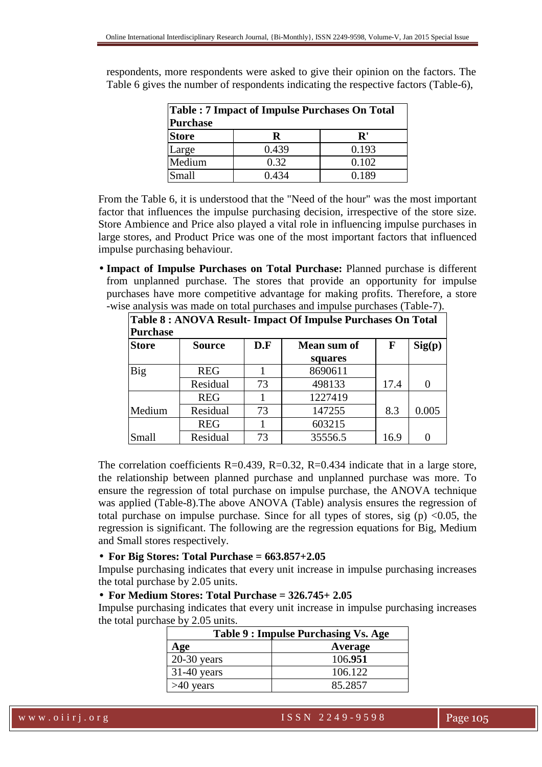respondents, more respondents were asked to give their opinion on the factors. The Table 6 gives the number of respondents indicating the respective factors (Table-6),

**Table : 7 Impact of Impulse Purchases On Total Purchase**

| Store | R | R' |
|---|---|---|
| Large | 0.439 | 0.193 |
| Medium | 0.32 | 0.102 |
| Small | 0.434 | 0.189 |

From the Table 6, it is understood that the "Need of the hour" was the most important factor that influences the impulse purchasing decision, irrespective of the store size. Store Ambience and Price also played a vital role in influencing impulse purchases in large stores, and Product Price was one of the most important factors that influenced impulse purchasing behaviour.

- **Impact of Impulse Purchases on Total Purchase:** Planned purchase is different from unplanned purchase. The stores that provide an opportunity for impulse purchases have more competitive advantage for making profits. Therefore, a store -wise analysis was made on total purchases and impulse purchases (Table-7).

**Table 8 : ANOVA Result- Impact Of Impulse Purchases On Total Purchase**

| Store | Source | D.F | Mean sum of squares | F | Sig(p) |
|---|---|---|---|---|---|
| Big | REG | 1 | 8690611 | | |
| | Residual | 73 | 498133 | 17.4 | 0 |
| | REG | 1 | 1227419 | | |
| Medium | Residual | 73 | 147255 | 8.3 | 0.005 |
| | REG | 1 | 603215 | | |
| Small | Residual | 73 | 35556.5 | 16.9 | 0 |

The correlation coefficients R=0.439, R=0.32, R=0.434 indicate that in a large store, the relationship between planned purchase and unplanned purchase was more. To ensure the regression of total purchase on impulse purchase, the ANOVA technique was applied (Table-8).The above ANOVA (Table) analysis ensures the regression of total purchase on impulse purchase. Since for all types of stores, sig (p) $<0.05$, the regression is significant. The following are the regression equations for Big, Medium and Small stores respectively.

- **For Big Stores: Total Purchase = 663.857+2.05**

Impulse purchasing indicates that every unit increase in impulse purchasing increases the total purchase by 2.05 units.

- **For Medium Stores: Total Purchase = 326.745+ 2.05**

Impulse purchasing indicates that every unit increase in impulse purchasing increases the total purchase by 2.05 units.

**Table 9 : Impulse Purchasing Vs. Age**

| Age | Average |
|---|---|
| 20-30 years | 106.**951** |
| 31-40 years | 106.122 |
| >40 years | 85.2857 |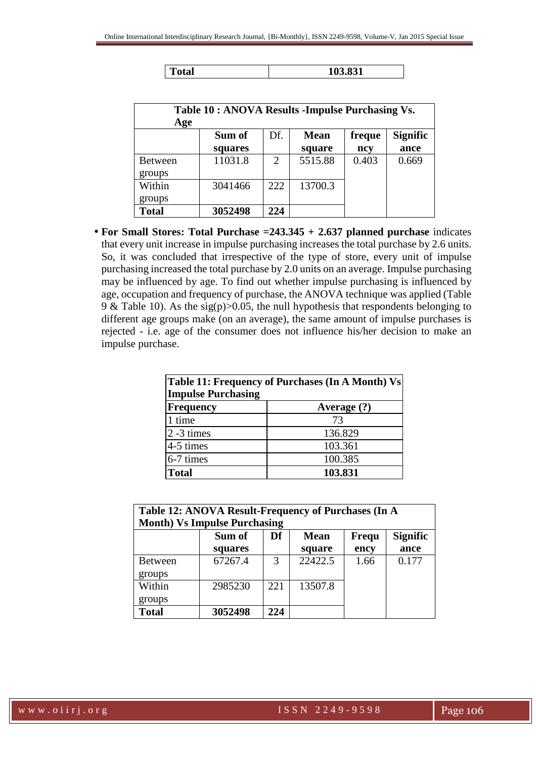| Total | 103.831 |
|---|---|

| Table 10 : ANOVA Results -Impulse Purchasing Vs. Age | | | | | |
|---|---|---|---|---|---|
| | Sum of squares | Df. | Mean square | frequency | Significance |
| Between groups | 11031.8 | 2 | 5515.88 | 0.403 | 0.669 |
| Within groups | 3041466 | 222 | 13700.3 | | |
| **Total** | **3052498** | **224** | | | |

- **For Small Stores: Total Purchase =243.345 + 2.637 planned purchase** indicates that every unit increase in impulse purchasing increases the total purchase by 2.6 units. So, it was concluded that irrespective of the type of store, every unit of impulse purchasing increased the total purchase by 2.0 units on an average. Impulse purchasing may be influenced by age. To find out whether impulse purchasing is influenced by age, occupation and frequency of purchase, the ANOVA technique was applied (Table 9 & Table 10). As the sig(p)>0.05, the null hypothesis that respondents belonging to different age groups make (on an average), the same amount of impulse purchases is rejected - i.e. age of the consumer does not influence his/her decision to make an impulse purchase.

| Table 11: Frequency of Purchases (In A Month) Vs Impulse Purchasing | |
|---|---|
| **Frequency** | **Average (?)** |
| 1 time | 73 |
| 2 -3 times | 136.829 |
| 4-5 times | 103.361 |
| 6-7 times | 100.385 |
| **Total** | **103.831** |

| Table 12: ANOVA Result-Frequency of Purchases (In A Month) Vs Impulse Purchasing | | | | | |
|---|---|---|---|---|---|
| | Sum of squares | Df | Mean square | Frequency | Significance |
| Between groups | 67267.4 | 3 | 22422.5 | 1.66 | 0.177 |
| Within groups | 2985230 | 221 | 13507.8 | | |
| **Total** | **3052498** | **224** | | | |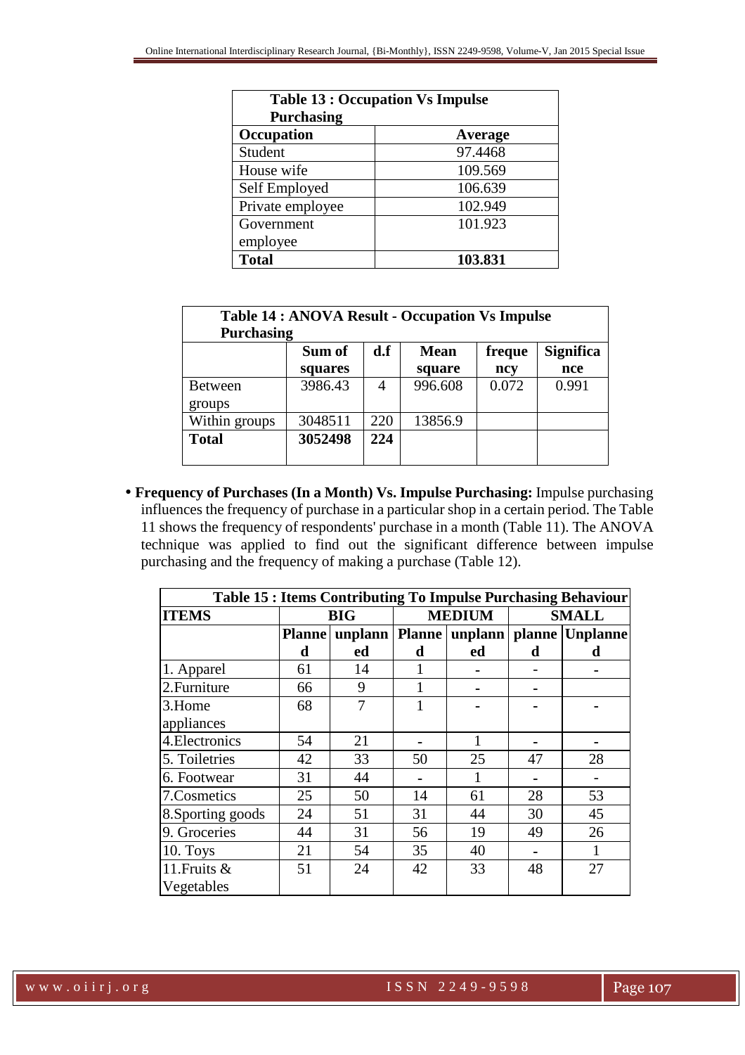| Table 13 : Occupation Vs Impulse Purchasing | |
|---|---|
| **Occupation** | **Average** |
| Student | 97.4468 |
| House wife | 109.569 |
| Self Employed | 106.639 |
| Private employee | 102.949 |
| Government employee | 101.923 |
| **Total** | **103.831** |

| Table 14 : ANOVA Result - Occupation Vs Impulse Purchasing | | | | | |
|---|---|---|---|---|---|
| | **Sum of squares** | **d.f** | **Mean square** | **frequency** | **Significance** |
| Between groups | 3986.43 | 4 | 996.608 | 0.072 | 0.991 |
| Within groups | 3048511 | 220 | 13856.9 | | |
| **Total** | **3052498** | **224** | | | |

- **Frequency of Purchases (In a Month) Vs. Impulse Purchasing:** Impulse purchasing influences the frequency of purchase in a particular shop in a certain period. The Table 11 shows the frequency of respondents' purchase in a month (Table 11). The ANOVA technique was applied to find out the significant difference between impulse purchasing and the frequency of making a purchase (Table 12).

| Table 15 : Items Contributing To Impulse Purchasing Behaviour | | | | | | |
|---|---|---|---|---|---|---|
| **ITEMS** | **BIG** | | **MEDIUM** | | **SMALL** | |
| | **Planned** | **unplanned** | **Planned** | **unplanned** | **planned** | **Unplanned** |
| 1. Apparel | 61 | 14 | 1 | - | - | - |
| 2.Furniture | 66 | 9 | 1 | - | - | |
| 3.Home appliances | 68 | 7 | 1 | - | - | - |
| 4.Electronics | 54 | 21 | - | 1 | - | - |
| 5. Toiletries | 42 | 33 | 50 | 25 | 47 | 28 |
| 6. Footwear | 31 | 44 | - | 1 | - | - |
| 7.Cosmetics | 25 | 50 | 14 | 61 | 28 | 53 |
| 8.Sporting goods | 24 | 51 | 31 | 44 | 30 | 45 |
| 9. Groceries | 44 | 31 | 56 | 19 | 49 | 26 |
| 10. Toys | 21 | 54 | 35 | 40 | - | 1 |
| 11.Fruits & Vegetables | 51 | 24 | 42 | 33 | 48 | 27 |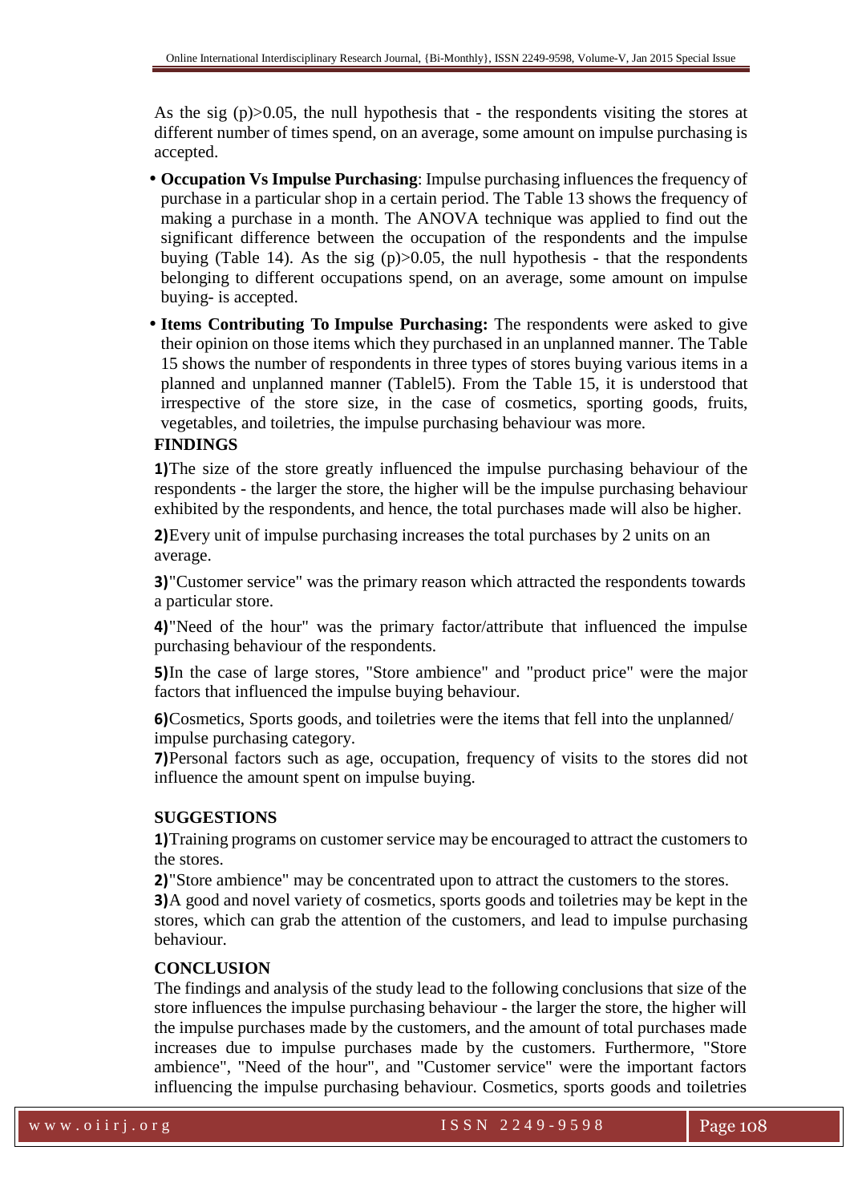As the sig (p)>0.05, the null hypothesis that - the respondents visiting the stores at different number of times spend, on an average, some amount on impulse purchasing is accepted.

- **Occupation Vs Impulse Purchasing**: Impulse purchasing influences the frequency of purchase in a particular shop in a certain period. The Table 13 shows the frequency of making a purchase in a month. The ANOVA technique was applied to find out the significant difference between the occupation of the respondents and the impulse buying (Table 14). As the sig (p)>0.05, the null hypothesis - that the respondents belonging to different occupations spend, on an average, some amount on impulse buying- is accepted.
- **Items Contributing To Impulse Purchasing:** The respondents were asked to give their opinion on those items which they purchased in an unplanned manner. The Table 15 shows the number of respondents in three types of stores buying various items in a planned and unplanned manner (Tablel5). From the Table 15, it is understood that irrespective of the store size, in the case of cosmetics, sporting goods, fruits, vegetables, and toiletries, the impulse purchasing behaviour was more.

## FINDINGS

**1)**The size of the store greatly influenced the impulse purchasing behaviour of the respondents - the larger the store, the higher will be the impulse purchasing behaviour exhibited by the respondents, and hence, the total purchases made will also be higher.

**2)**Every unit of impulse purchasing increases the total purchases by 2 units on an average.

**3)**"Customer service" was the primary reason which attracted the respondents towards a particular store.

**4)**"Need of the hour" was the primary factor/attribute that influenced the impulse purchasing behaviour of the respondents.

**5)**In the case of large stores, "Store ambience" and "product price" were the major factors that influenced the impulse buying behaviour.

**6)**Cosmetics, Sports goods, and toiletries were the items that fell into the unplanned/ impulse purchasing category.

**7)**Personal factors such as age, occupation, frequency of visits to the stores did not influence the amount spent on impulse buying.

## SUGGESTIONS

**1)**Training programs on customer service may be encouraged to attract the customers to the stores.

**2)**"Store ambience" may be concentrated upon to attract the customers to the stores.

**3)**A good and novel variety of cosmetics, sports goods and toiletries may be kept in the stores, which can grab the attention of the customers, and lead to impulse purchasing behaviour.

## CONCLUSION

The findings and analysis of the study lead to the following conclusions that size of the store influences the impulse purchasing behaviour - the larger the store, the higher will the impulse purchases made by the customers, and the amount of total purchases made increases due to impulse purchases made by the customers. Furthermore, "Store ambience", "Need of the hour", and "Customer service" were the important factors influencing the impulse purchasing behaviour. Cosmetics, sports goods and toiletries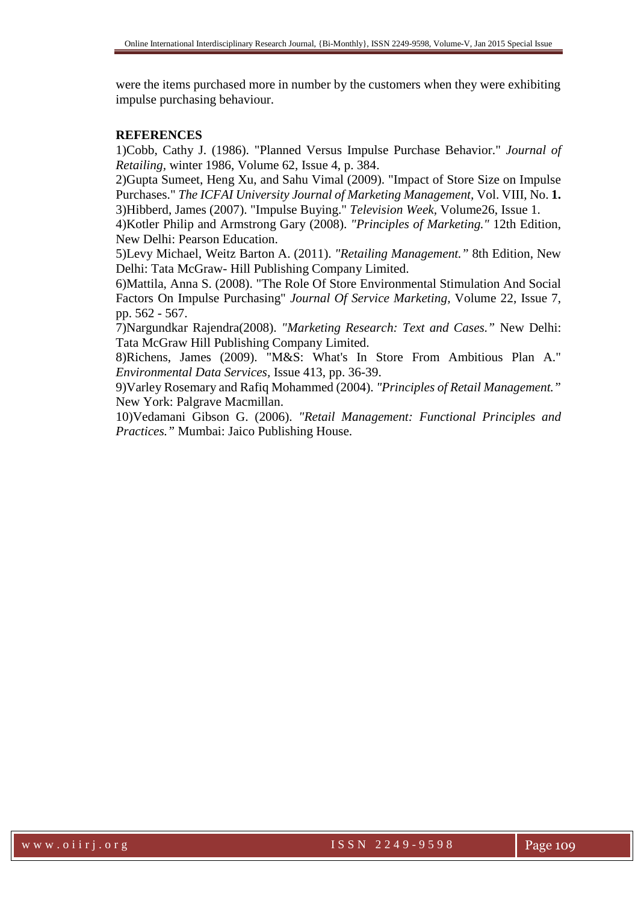were the items purchased more in number by the customers when they were exhibiting impulse purchasing behaviour.

**REFERENCES**

1)Cobb, Cathy J. (1986). "Planned Versus Impulse Purchase Behavior." *Journal of Retailing,* winter 1986, Volume 62, Issue 4, p. 384.

2)Gupta Sumeet, Heng Xu, and Sahu Vimal (2009). "Impact of Store Size on Impulse Purchases." *The ICFAI University Journal of Marketing Management,* Vol. VIII, No. **1.**

3)Hibberd, James (2007). "Impulse Buying." *Television Week,* Volume26, Issue 1.

4)Kotler Philip and Armstrong Gary (2008). *"Principles of Marketing."* 12th Edition, New Delhi: Pearson Education.

5)Levy Michael, Weitz Barton A. (2011). *"Retailing Management."* 8th Edition, New Delhi: Tata McGraw- Hill Publishing Company Limited.

6)Mattila, Anna S. (2008). "The Role Of Store Environmental Stimulation And Social Factors On Impulse Purchasing" *Journal Of Service Marketing,* Volume 22, Issue 7, pp. 562 - 567.

7)Nargundkar Rajendra(2008). *"Marketing Research: Text and Cases."* New Delhi: Tata McGraw Hill Publishing Company Limited.

8)Richens, James (2009). "M&S: What's In Store From Ambitious Plan A." *Environmental Data Services,* Issue 413, pp. 36-39.

9)Varley Rosemary and Rafiq Mohammed (2004). *"Principles of Retail Management."* New York: Palgrave Macmillan.

10)Vedamani Gibson G. (2006). *"Retail Management: Functional Principles and Practices."* Mumbai: Jaico Publishing House.